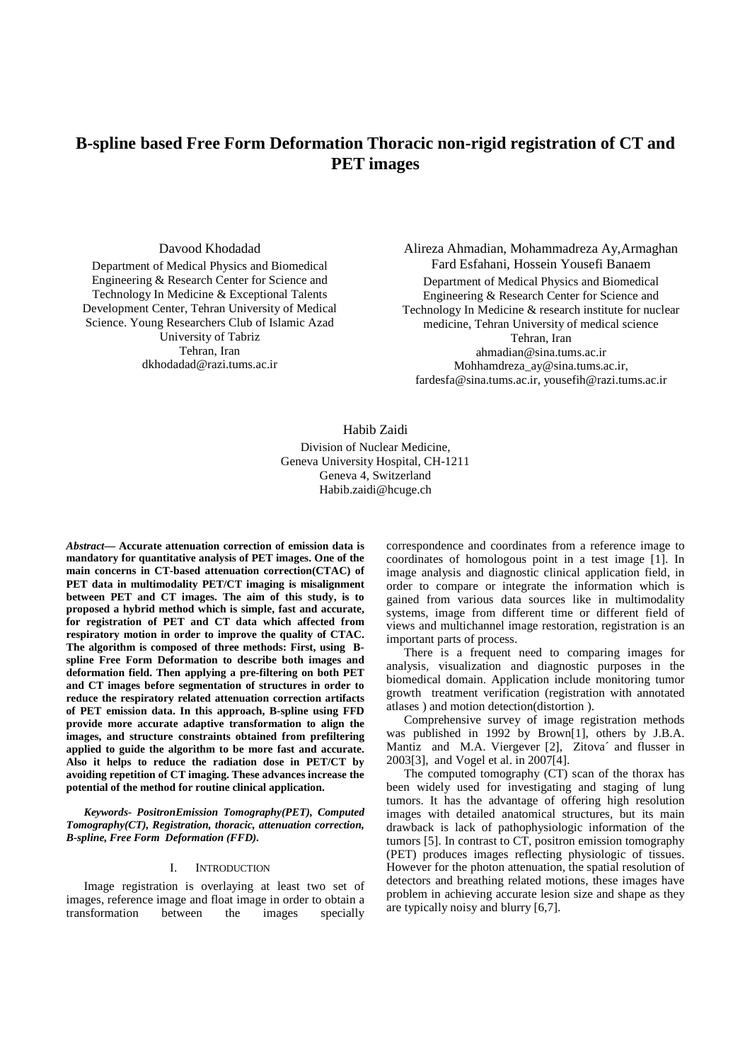# B-spline based Free Form Deformation Thoracic non-rigid registration of CT and PET images

Davood Khodadad
Department of Medical Physics and Biomedical Engineering & Research Center for Science and Technology In Medicine & Exceptional Talents Development Center, Tehran University of Medical Science. Young Researchers Club of Islamic Azad University of Tabriz
Tehran, Iran
dkhodadad@razi.tums.ac.ir

Alireza Ahmadian, Mohammadreza Ay,Armaghan Fard Esfahani, Hossein Yousefi Banaem
Department of Medical Physics and Biomedical Engineering & Research Center for Science and Technology In Medicine & research institute for nuclear medicine, Tehran University of medical science
Tehran, Iran
ahmadian@sina.tums.ac.ir
Mohhamdreza_ay@sina.tums.ac.ir, fardesfa@sina.tums.ac.ir, yousefih@razi.tums.ac.ir

Habib Zaidi
Division of Nuclear Medicine,
Geneva University Hospital, CH-1211
Geneva 4, Switzerland
Habib.zaidi@hcuge.ch

***Abstract*— Accurate attenuation correction of emission data is mandatory for quantitative analysis of PET images. One of the main concerns in CT-based attenuation correction(CTAC) of PET data in multimodality PET/CT imaging is misalignment between PET and CT images. The aim of this study, is to proposed a hybrid method which is simple, fast and accurate, for registration of PET and CT data which affected from respiratory motion in order to improve the quality of CTAC. The algorithm is composed of three methods: First, using B-spline Free Form Deformation to describe both images and deformation field. Then applying a pre-filtering on both PET and CT images before segmentation of structures in order to reduce the respiratory related attenuation correction artifacts of PET emission data. In this approach, B-spline using FFD provide more accurate adaptive transformation to align the images, and structure constraints obtained from prefiltering applied to guide the algorithm to be more fast and accurate. Also it helps to reduce the radiation dose in PET/CT by avoiding repetition of CT imaging. These advances increase the potential of the method for routine clinical application.**

***Keywords- PositronEmission Tomography(PET), Computed Tomography(CT), Registration, thoracic, attenuation correction, B-spline, Free Form Deformation (FFD).***

## I. INTRODUCTION

Image registration is overlaying at least two set of images, reference image and float image in order to obtain a transformation between the images specially correspondence and coordinates from a reference image to coordinates of homologous point in a test image [1]. In image analysis and diagnostic clinical application field, in order to compare or integrate the information which is gained from various data sources like in multimodality systems, image from different time or different field of views and multichannel image restoration, registration is an important parts of process.

There is a frequent need to comparing images for analysis, visualization and diagnostic purposes in the biomedical domain. Application include monitoring tumor growth treatment verification (registration with annotated atlases ) and motion detection(distortion ).

Comprehensive survey of image registration methods was published in 1992 by Brown[1], others by J.B.A. Mantiz and M.A. Viergever [2], Zitova´ and flusser in 2003[3], and Vogel et al. in 2007[4].

The computed tomography (CT) scan of the thorax has been widely used for investigating and staging of lung tumors. It has the advantage of offering high resolution images with detailed anatomical structures, but its main drawback is lack of pathophysiologic information of the tumors [5]. In contrast to CT, positron emission tomography (PET) produces images reflecting physiologic of tissues. However for the photon attenuation, the spatial resolution of detectors and breathing related motions, these images have problem in achieving accurate lesion size and shape as they are typically noisy and blurry [6,7].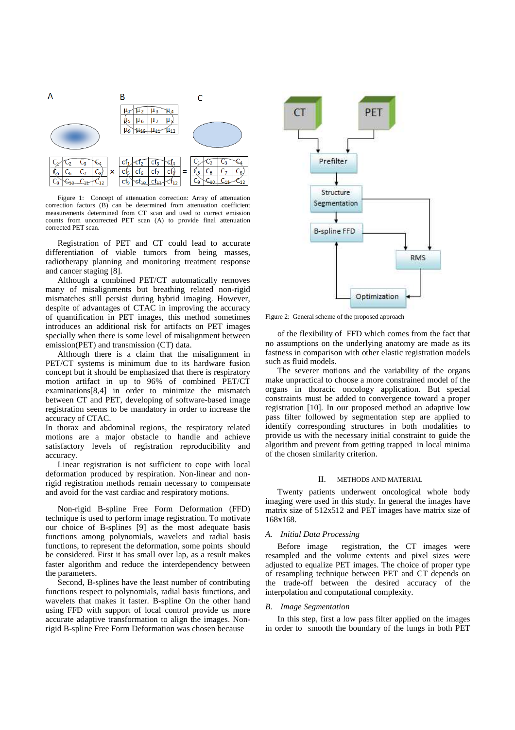Figure 1: Concept of attenuation correction: Array of attenuation correction factors (B) can be determined from attenuation coefficient measurements determined from CT scan and used to correct emission counts from uncorrected PET scan (A) to provide final attenuation corrected PET scan.

Registration of PET and CT could lead to accurate differentiation of viable tumors from being masses, radiotherapy planning and monitoring treatment response and cancer staging [8].

Although a combined PET/CT automatically removes many of misalignments but breathing related non-rigid mismatches still persist during hybrid imaging. However, despite of advantages of CTAC in improving the accuracy of quantification in PET images, this method sometimes introduces an additional risk for artifacts on PET images specially when there is some level of misalignment between emission(PET) and transmission (CT) data.

Although there is a claim that the misalignment in PET/CT systems is minimum due to its hardware fusion concept but it should be emphasized that there is respiratory motion artifact in up to 96% of combined PET/CT examinations[8,4] in order to minimize the mismatch between CT and PET, developing of software-based image registration seems to be mandatory in order to increase the accuracy of CTAC.

In thorax and abdominal regions, the respiratory related motions are a major obstacle to handle and achieve satisfactory levels of registration reproducibility and accuracy.

Linear registration is not sufficient to cope with local deformation produced by respiration. Non-linear and non-rigid registration methods remain necessary to compensate and avoid for the vast cardiac and respiratory motions.

Non-rigid B-spline Free Form Deformation (FFD) technique is used to perform image registration. To motivate our choice of B-splines [9] as the most adequate basis functions among polynomials, wavelets and radial basis functions, to represent the deformation, some points should be considered. First it has small over lap, as a result makes faster algorithm and reduce the interdependency between the parameters.

Second, B-splines have the least number of contributing functions respect to polynomials, radial basis functions, and wavelets that makes it faster. B-spline On the other hand using FFD with support of local control provide us more accurate adaptive transformation to align the images. Non-rigid B-spline Free Form Deformation was chosen because of the flexibility of FFD which comes from the fact that no assumptions on the underlying anatomy are made as its fastness in comparison with other elastic registration models such as fluid models.

The severer motions and the variability of the organs make unpractical to choose a more constrained model of the organs in thoracic oncology application. But special constraints must be added to convergence toward a proper registration [10]. In our proposed method an adaptive low pass filter followed by segmentation step are applied to identify corresponding structures in both modalities to provide us with the necessary initial constraint to guide the algorithm and prevent from getting trapped in local minima of the chosen similarity criterion.

Figure 2: General scheme of the proposed approach

## II. METHODS AND MATERIAL

Twenty patients underwent oncological whole body imaging were used in this study. In general the images have matrix size of 512x512 and PET images have matrix size of 168x168.

### *A. Initial Data Processing*

Before image registration, the CT images were resampled and the volume extents and pixel sizes were adjusted to equalize PET images. The choice of proper type of resampling technique between PET and CT depends on the trade-off between the desired accuracy of the interpolation and computational complexity.

### *B. Image Segmentation*

In this step, first a low pass filter applied on the images in order to smooth the boundary of the lungs in both PET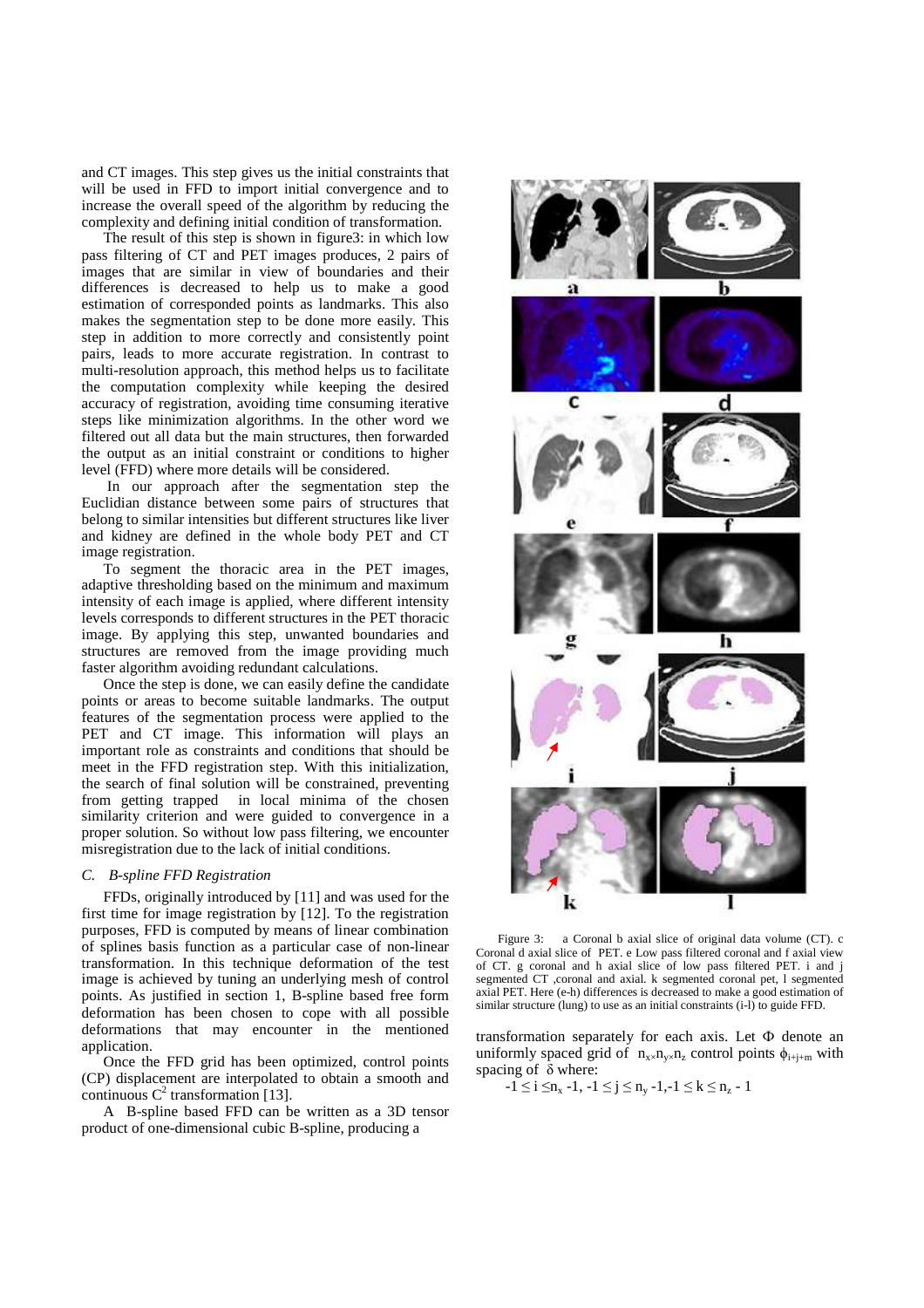and CT images. This step gives us the initial constraints that will be used in FFD to import initial convergence and to increase the overall speed of the algorithm by reducing the complexity and defining initial condition of transformation.

The result of this step is shown in figure3: in which low pass filtering of CT and PET images produces, 2 pairs of images that are similar in view of boundaries and their differences is decreased to help us to make a good estimation of corresponded points as landmarks. This also makes the segmentation step to be done more easily. This step in addition to more correctly and consistently point pairs, leads to more accurate registration. In contrast to multi-resolution approach, this method helps us to facilitate the computation complexity while keeping the desired accuracy of registration, avoiding time consuming iterative steps like minimization algorithms. In the other word we filtered out all data but the main structures, then forwarded the output as an initial constraint or conditions to higher level (FFD) where more details will be considered.

In our approach after the segmentation step the Euclidian distance between some pairs of structures that belong to similar intensities but different structures like liver and kidney are defined in the whole body PET and CT image registration.

To segment the thoracic area in the PET images, adaptive thresholding based on the minimum and maximum intensity of each image is applied, where different intensity levels corresponds to different structures in the PET thoracic image. By applying this step, unwanted boundaries and structures are removed from the image providing much faster algorithm avoiding redundant calculations.

Once the step is done, we can easily define the candidate points or areas to become suitable landmarks. The output features of the segmentation process were applied to the PET and CT image. This information will plays an important role as constraints and conditions that should be meet in the FFD registration step. With this initialization, the search of final solution will be constrained, preventing from getting trapped in local minima of the chosen similarity criterion and were guided to convergence in a proper solution. So without low pass filtering, we encounter misregistration due to the lack of initial conditions.

### C. *B-spline FFD Registration*

FFDs, originally introduced by [11] and was used for the first time for image registration by [12]. To the registration purposes, FFD is computed by means of linear combination of splines basis function as a particular case of non-linear transformation. In this technique deformation of the test image is achieved by tuning an underlying mesh of control points. As justified in section 1, B-spline based free form deformation has been chosen to cope with all possible deformations that may encounter in the mentioned application.

Once the FFD grid has been optimized, control points (CP) displacement are interpolated to obtain a smooth and continuous $C^2$ transformation [13].

A B-spline based FFD can be written as a 3D tensor product of one-dimensional cubic B-spline, producing a

Figure 3: a Coronal b axial slice of original data volume (CT). c Coronal d axial slice of PET. e Low pass filtered coronal and f axial view of CT. g coronal and h axial slice of low pass filtered PET. i and j segmented CT ,coronal and axial. k segmented coronal pet, l segmented axial PET. Here (e-h) differences is decreased to make a good estimation of similar structure (lung) to use as an initial constraints (i-l) to guide FFD.

transformation separately for each axis. Let $\Phi$ denote an uniformly spaced grid of $n_x \times n_y \times n_z$ control points $\phi_{i+j+m}$ with spacing of $\delta$ where:

$$-1 \le i \le n_x - 1,\ -1 \le j \le n_y - 1, -1 \le k \le n_z - 1$$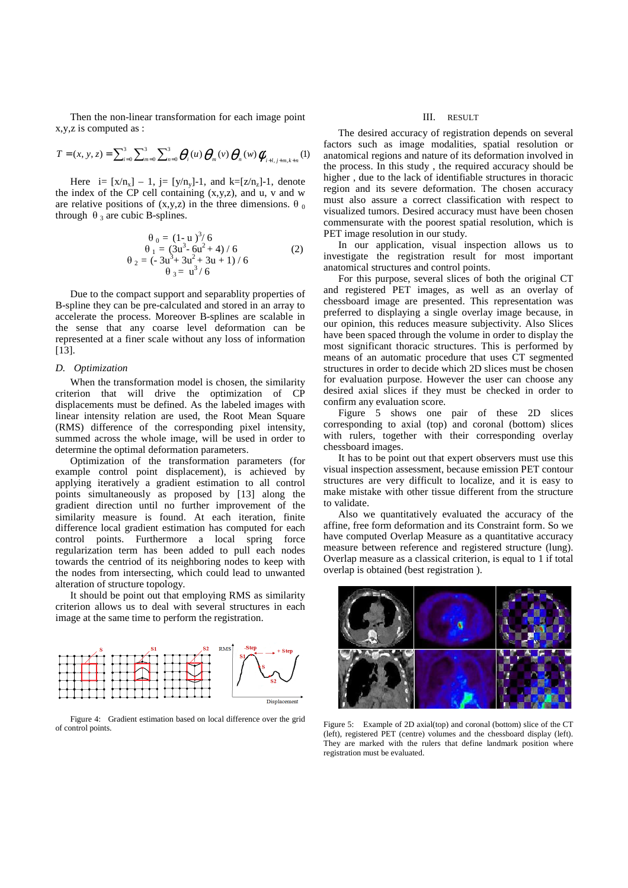Then the non-linear transformation for each image point x,y,z is computed as :

$$T = (x, y, z) = \sum_{l=0}^{3} \sum_{m=0}^{3} \sum_{n=0}^{3} \theta_l(u)\,\theta_m(v)\,\theta_n(w)\,\phi_{i+l,j+m,k+n} \quad (1)$$

Here i= $[x/n_x] - 1$, j= $[y/n_y]$-1, and k=$[z/n_z]$-1, denote the index of the CP cell containing (x,y,z), and u, v and w are relative positions of (x,y,z) in the three dimensions. $\theta_0$ through $\theta_3$ are cubic B-splines.

$$\begin{aligned} \theta_0 &= (1-u)^3/6 \\ \theta_1 &= (3u^3 - 6u^2 + 4)/6 \\ \theta_2 &= (-3u^3 + 3u^2 + 3u + 1)/6 \\ \theta_3 &= u^3/6 \end{aligned} \quad (2)$$

Due to the compact support and separablity properties of B-spline they can be pre-calculated and stored in an array to accelerate the process. Moreover B-splines are scalable in the sense that any coarse level deformation can be represented at a finer scale without any loss of information [13].

### D. Optimization

When the transformation model is chosen, the similarity criterion that will drive the optimization of CP displacements must be defined. As the labeled images with linear intensity relation are used, the Root Mean Square (RMS) difference of the corresponding pixel intensity, summed across the whole image, will be used in order to determine the optimal deformation parameters.

Optimization of the transformation parameters (for example control point displacement), is achieved by applying iteratively a gradient estimation to all control points simultaneously as proposed by [13] along the gradient direction until no further improvement of the similarity measure is found. At each iteration, finite difference local gradient estimation has computed for each control points. Furthermore a local spring force regularization term has been added to pull each nodes towards the centriod of its neighboring nodes to keep with the nodes from intersecting, which could lead to unwanted alteration of structure topology.

It should be point out that employing RMS as similarity criterion allows us to deal with several structures in each image at the same time to perform the registration.

Figure 4: Gradient estimation based on local difference over the grid of control points.

## III. RESULT

The desired accuracy of registration depends on several factors such as image modalities, spatial resolution or anatomical regions and nature of its deformation involved in the process. In this study , the required accuracy should be higher , due to the lack of identifiable structures in thoracic region and its severe deformation. The chosen accuracy must also assure a correct classification with respect to visualized tumors. Desired accuracy must have been chosen commensurate with the poorest spatial resolution, which is PET image resolution in our study.

In our application, visual inspection allows us to investigate the registration result for most important anatomical structures and control points.

For this purpose, several slices of both the original CT and registered PET images, as well as an overlay of chessboard image are presented. This representation was preferred to displaying a single overlay image because, in our opinion, this reduces measure subjectivity. Also Slices have been spaced through the volume in order to display the most significant thoracic structures. This is performed by means of an automatic procedure that uses CT segmented structures in order to decide which 2D slices must be chosen for evaluation purpose. However the user can choose any desired axial slices if they must be checked in order to confirm any evaluation score.

Figure 5 shows one pair of these 2D slices corresponding to axial (top) and coronal (bottom) slices with rulers, together with their corresponding overlay chessboard images.

It has to be point out that expert observers must use this visual inspection assessment, because emission PET contour structures are very difficult to localize, and it is easy to make mistake with other tissue different from the structure to validate.

Also we quantitatively evaluated the accuracy of the affine, free form deformation and its Constraint form. So we have computed Overlap Measure as a quantitative accuracy measure between reference and registered structure (lung). Overlap measure as a classical criterion, is equal to 1 if total overlap is obtained (best registration ).

Figure 5: Example of 2D axial(top) and coronal (bottom) slice of the CT (left), registered PET (centre) volumes and the chessboard display (left). They are marked with the rulers that define landmark position where registration must be evaluated.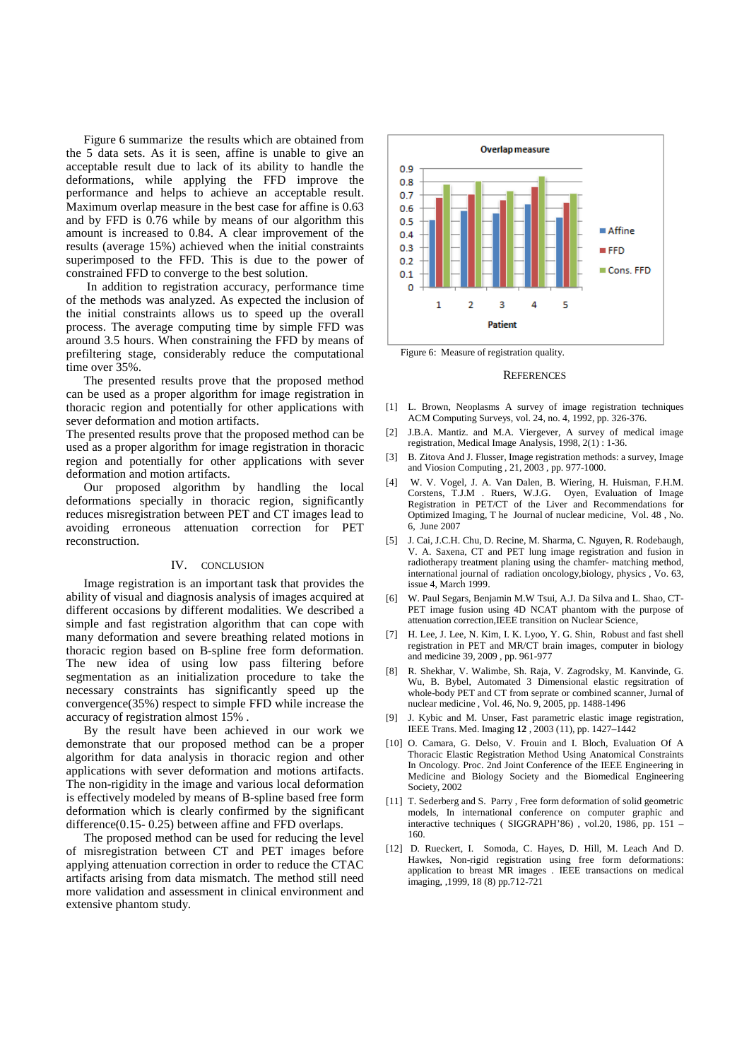Figure 6 summarize the results which are obtained from the 5 data sets. As it is seen, affine is unable to give an acceptable result due to lack of its ability to handle the deformations, while applying the FFD improve the performance and helps to achieve an acceptable result. Maximum overlap measure in the best case for affine is 0.63 and by FFD is 0.76 while by means of our algorithm this amount is increased to 0.84. A clear improvement of the results (average 15%) achieved when the initial constraints superimposed to the FFD. This is due to the power of constrained FFD to converge to the best solution.

In addition to registration accuracy, performance time of the methods was analyzed. As expected the inclusion of the initial constraints allows us to speed up the overall process. The average computing time by simple FFD was around 3.5 hours. When constraining the FFD by means of prefiltering stage, considerably reduce the computational time over 35%.

The presented results prove that the proposed method can be used as a proper algorithm for image registration in thoracic region and potentially for other applications with sever deformation and motion artifacts.

The presented results prove that the proposed method can be used as a proper algorithm for image registration in thoracic region and potentially for other applications with sever deformation and motion artifacts.

Our proposed algorithm by handling the local deformations specially in thoracic region, significantly reduces misregistration between PET and CT images lead to avoiding erroneous attenuation correction for PET reconstruction.

## IV. CONCLUSION

Image registration is an important task that provides the ability of visual and diagnosis analysis of images acquired at different occasions by different modalities. We described a simple and fast registration algorithm that can cope with many deformation and severe breathing related motions in thoracic region based on B-spline free form deformation. The new idea of using low pass filtering before segmentation as an initialization procedure to take the necessary constraints has significantly speed up the convergence(35%) respect to simple FFD while increase the accuracy of registration almost 15% .

By the result have been achieved in our work we demonstrate that our proposed method can be a proper algorithm for data analysis in thoracic region and other applications with sever deformation and motions artifacts. The non-rigidity in the image and various local deformation is effectively modeled by means of B-spline based free form deformation which is clearly confirmed by the significant difference(0.15- 0.25) between affine and FFD overlaps.

The proposed method can be used for reducing the level of misregistration between CT and PET images before applying attenuation correction in order to reduce the CTAC artifacts arising from data mismatch. The method still need more validation and assessment in clinical environment and extensive phantom study.

Overlap measure

0.9
0.8
0.7
0.6
0.5
0.4
0.3
0.2
0.1
0

1 2 3 4 5

Patient

Affine
FFD
Cons. FFD

Figure 6: Measure of registration quality.

## REFERENCES

[1] L. Brown, Neoplasms A survey of image registration techniques ACM Computing Surveys, vol. 24, no. 4, 1992, pp. 326-376.

[2] J.B.A. Mantiz. and M.A. Viergever, A survey of medical image registration, Medical Image Analysis, 1998, 2(1) : 1-36.

[3] B. Zitova And J. Flusser, Image registration methods: a survey, Image and Viosion Computing , 21, 2003 , pp. 977-1000.

[4] W. V. Vogel, J. A. Van Dalen, B. Wiering, H. Huisman, F.H.M. Corstens, T.J.M . Ruers, W.J.G. Oyen, Evaluation of Image Registration in PET/CT of the Liver and Recommendations for Optimized Imaging, T he Journal of nuclear medicine, Vol. 48 , No. 6, June 2007

[5] J. Cai, J.C.H. Chu, D. Recine, M. Sharma, C. Nguyen, R. Rodebaugh, V. A. Saxena, CT and PET lung image registration and fusion in radiotherapy treatment planing using the chamfer- matching method, international journal of radiation oncology,biology, physics , Vo. 63, issue 4, March 1999.

[6] W. Paul Segars, Benjamin M.W Tsui, A.J. Da Silva and L. Shao, CT-PET image fusion using 4D NCAT phantom with the purpose of attenuation correction,IEEE transition on Nuclear Science,

[7] H. Lee, J. Lee, N. Kim, I. K. Lyoo, Y. G. Shin, Robust and fast shell registration in PET and MR/CT brain images, computer in biology and medicine 39, 2009 , pp. 961-977

[8] R. Shekhar, V. Walimbe, Sh. Raja, V. Zagrodsky, M. Kanvinde, G. Wu, B. Bybel, Automated 3 Dimensional elastic regsitration of whole-body PET and CT from seprate or combined scanner, Jurnal of nuclear medicine , Vol. 46, No. 9, 2005, pp. 1488-1496

[9] J. Kybic and M. Unser, Fast parametric elastic image registration, IEEE Trans. Med. Imaging **12** , 2003 (11), pp. 1427–1442

[10] O. Camara, G. Delso, V. Frouin and I. Bloch, Evaluation Of A Thoracic Elastic Registration Method Using Anatomical Constraints In Oncology. Proc. 2nd Joint Conference of the IEEE Engineering in Medicine and Biology Society and the Biomedical Engineering Society, 2002

[11] T. Sederberg and S. Parry , Free form deformation of solid geometric models, In international conference on computer graphic and interactive techniques ( SIGGRAPH'86) , vol.20, 1986, pp. 151 – 160.

[12] D. Rueckert, I. Somoda, C. Hayes, D. Hill, M. Leach And D. Hawkes, Non-rigid registration using free form deformations: application to breast MR images . IEEE transactions on medical imaging, ,1999, 18 (8) pp.712-721